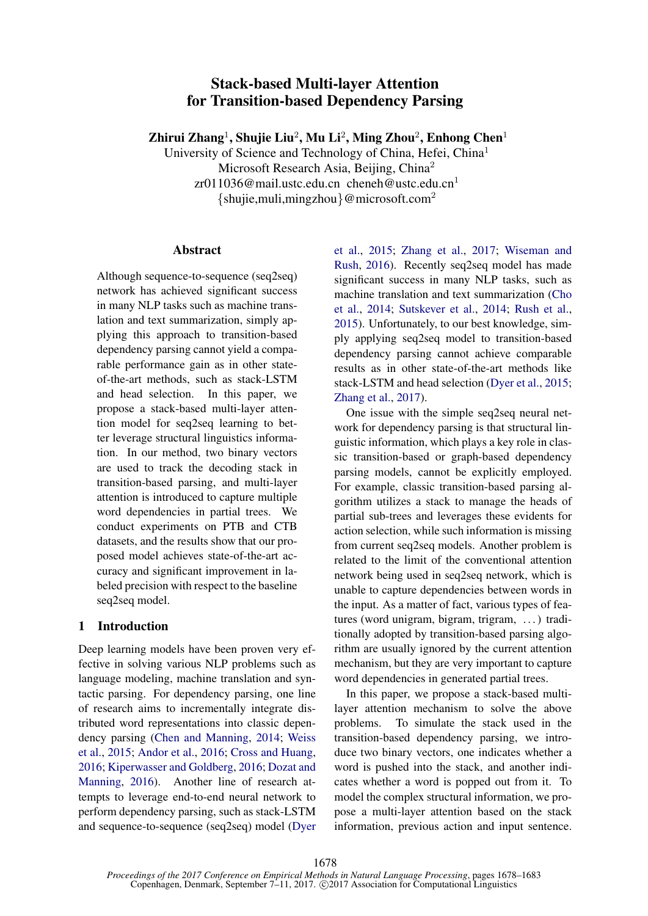# Stack-based Multi-layer Attention for Transition-based Dependency Parsing

**Zhirui Zhang**[1]**, Shujie Liu**[2]**, Mu Li**[2]**, Ming Zhou**[2]**, Enhong Chen**[1]

University of Science and Technology of China, Hefei, China[1]
Microsoft Research Asia, Beijing, China[2]
zr011036@mail.ustc.edu.cn cheneh@ustc.edu.cn[1]
{shujie,muli,mingzhou}@microsoft.com[2]

## Abstract

Although sequence-to-sequence (seq2seq) network has achieved significant success in many NLP tasks such as machine translation and text summarization, simply applying this approach to transition-based dependency parsing cannot yield a comparable performance gain as in other state-of-the-art methods, such as stack-LSTM and head selection. In this paper, we propose a stack-based multi-layer attention model for seq2seq learning to better leverage structural linguistics information. In our method, two binary vectors are used to track the decoding stack in transition-based parsing, and multi-layer attention is introduced to capture multiple word dependencies in partial trees. We conduct experiments on PTB and CTB datasets, and the results show that our proposed model achieves state-of-the-art accuracy and significant improvement in labeled precision with respect to the baseline seq2seq model.

## 1 Introduction

Deep learning models have been proven very effective in solving various NLP problems such as language modeling, machine translation and syntactic parsing. For dependency parsing, one line of research aims to incrementally integrate distributed word representations into classic dependency parsing (Chen and Manning, 2014; Weiss et al., 2015; Andor et al., 2016; Cross and Huang, 2016; Kiperwasser and Goldberg, 2016; Dozat and Manning, 2016). Another line of research attempts to leverage end-to-end neural network to perform dependency parsing, such as stack-LSTM and sequence-to-sequence (seq2seq) model (Dyer et al., 2015; Zhang et al., 2017; Wiseman and Rush, 2016). Recently seq2seq model has made significant success in many NLP tasks, such as machine translation and text summarization (Cho et al., 2014; Sutskever et al., 2014; Rush et al., 2015). Unfortunately, to our best knowledge, simply applying seq2seq model to transition-based dependency parsing cannot achieve comparable results as in other state-of-the-art methods like stack-LSTM and head selection (Dyer et al., 2015; Zhang et al., 2017).

One issue with the simple seq2seq neural network for dependency parsing is that structural linguistic information, which plays a key role in classic transition-based or graph-based dependency parsing models, cannot be explicitly employed. For example, classic transition-based parsing algorithm utilizes a stack to manage the heads of partial sub-trees and leverages these evidents for action selection, while such information is missing from current seq2seq models. Another problem is related to the limit of the conventional attention network being used in seq2seq network, which is unable to capture dependencies between words in the input. As a matter of fact, various types of features (word unigram, bigram, trigram, ...) traditionally adopted by transition-based parsing algorithm are usually ignored by the current attention mechanism, but they are very important to capture word dependencies in generated partial trees.

In this paper, we propose a stack-based multi-layer attention mechanism to solve the above problems. To simulate the stack used in the transition-based dependency parsing, we introduce two binary vectors, one indicates whether a word is pushed into the stack, and another indicates whether a word is popped out from it. To model the complex structural information, we propose a multi-layer attention based on the stack information, previous action and input sentence.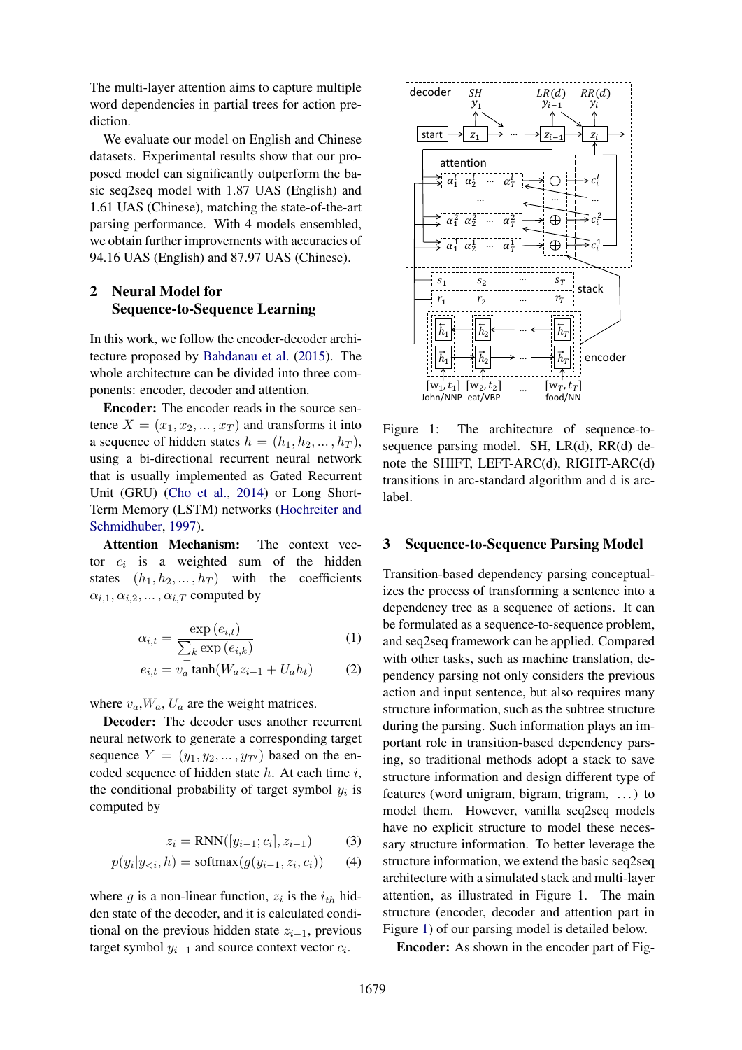The multi-layer attention aims to capture multiple word dependencies in partial trees for action prediction.

We evaluate our model on English and Chinese datasets. Experimental results show that our proposed model can significantly outperform the basic seq2seq model with 1.87 UAS (English) and 1.61 UAS (Chinese), matching the state-of-the-art parsing performance. With 4 models ensembled, we obtain further improvements with accuracies of 94.16 UAS (English) and 87.97 UAS (Chinese).

## 2 Neural Model for Sequence-to-Sequence Learning

In this work, we follow the encoder-decoder architecture proposed by Bahdanau et al. (2015). The whole architecture can be divided into three components: encoder, decoder and attention.

**Encoder:** The encoder reads in the source sentence $X = (x_1, x_2, ..., x_T)$ and transforms it into a sequence of hidden states $h = (h_1, h_2, ..., h_T)$, using a bi-directional recurrent neural network that is usually implemented as Gated Recurrent Unit (GRU) (Cho et al., 2014) or Long Short-Term Memory (LSTM) networks (Hochreiter and Schmidhuber, 1997).

**Attention Mechanism:** The context vector $c_i$ is a weighted sum of the hidden states $(h_1, h_2, ..., h_T)$ with the coefficients $\alpha_{i,1}, \alpha_{i,2}, ..., \alpha_{i,T}$ computed by

$$\alpha_{i,t} = \frac{\exp(e_{i,t})}{\sum_k \exp(e_{i,k})} \tag{1}$$

$$e_{i,t} = v_a^\top \tanh(W_a z_{i-1} + U_a h_t) \tag{2}$$

where $v_a$,$W_a$, $U_a$ are the weight matrices.

**Decoder:** The decoder uses another recurrent neural network to generate a corresponding target sequence $Y = (y_1, y_2, ..., y_{T'})$ based on the encoded sequence of hidden state $h$. At each time $i$, the conditional probability of target symbol $y_i$ is computed by

$$z_i = \text{RNN}([y_{i-1}; c_i], z_{i-1}) \tag{3}$$

$$p(y_i | y_{<i}, h) = \text{softmax}(g(y_{i-1}, z_i, c_i)) \tag{4}$$

where $g$ is a non-linear function, $z_i$ is the $i_{th}$ hidden state of the decoder, and it is calculated conditional on the previous hidden state $z_{i-1}$, previous target symbol $y_{i-1}$ and source context vector $c_i$.

Figure 1: The architecture of sequence-to-sequence parsing model. SH, LR(d), RR(d) denote the SHIFT, LEFT-ARC(d), RIGHT-ARC(d) transitions in arc-standard algorithm and d is arc-label.

## 3 Sequence-to-Sequence Parsing Model

Transition-based dependency parsing conceptualizes the process of transforming a sentence into a dependency tree as a sequence of actions. It can be formulated as a sequence-to-sequence problem, and seq2seq framework can be applied. Compared with other tasks, such as machine translation, dependency parsing not only considers the previous action and input sentence, but also requires many structure information, such as the subtree structure during the parsing. Such information plays an important role in transition-based dependency parsing, so traditional methods adopt a stack to save structure information and design different type of features (word unigram, bigram, trigram, . . . ) to model them. However, vanilla seq2seq models have no explicit structure to model these necessary structure information. To better leverage the structure information, we extend the basic seq2seq architecture with a simulated stack and multi-layer attention, as illustrated in Figure 1. The main structure (encoder, decoder and attention part in Figure 1) of our parsing model is detailed below.

**Encoder:** As shown in the encoder part of Fig-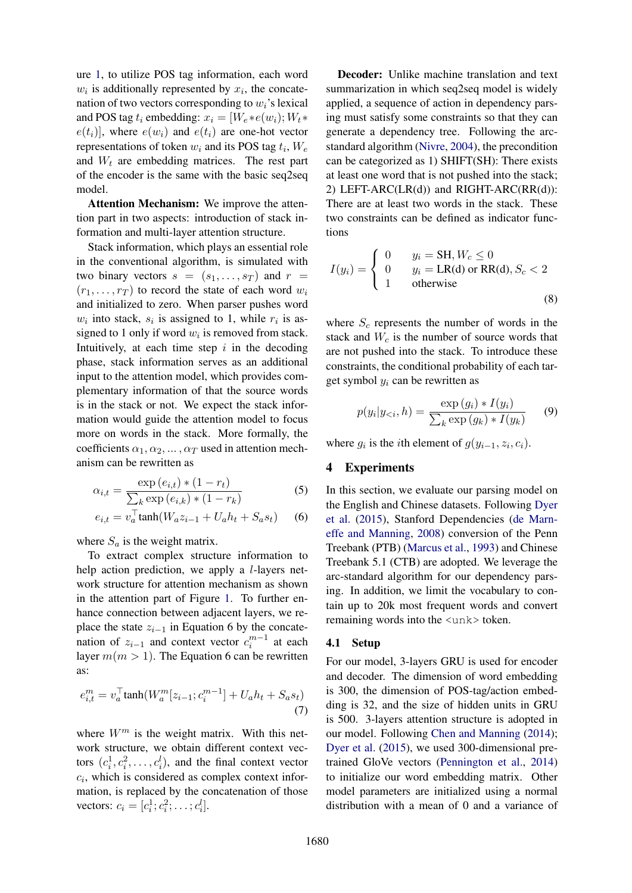ure 1, to utilize POS tag information, each word $w_i$ is additionally represented by $x_i$, the concatenation of two vectors corresponding to $w_i$'s lexical and POS tag $t_i$ embedding: $x_i = [W_e * e(w_i); W_t * e(t_i)]$, where $e(w_i)$ and $e(t_i)$ are one-hot vector representations of token $w_i$ and its POS tag $t_i$, $W_e$ and $W_t$ are embedding matrices. The rest part of the encoder is the same with the basic seq2seq model.

**Attention Mechanism:** We improve the attention part in two aspects: introduction of stack information and multi-layer attention structure.

Stack information, which plays an essential role in the conventional algorithm, is simulated with two binary vectors $s = (s_1, \ldots, s_T)$ and $r = (r_1, \ldots, r_T)$ to record the state of each word $w_i$ and initialized to zero. When parser pushes word $w_i$ into stack, $s_i$ is assigned to 1, while $r_i$ is assigned to 1 only if word $w_i$ is removed from stack. Intuitively, at each time step $i$ in the decoding phase, stack information serves as an additional input to the attention model, which provides complementary information of that the source words is in the stack or not. We expect the stack information would guide the attention model to focus more on words in the stack. More formally, the coefficients $\alpha_1, \alpha_2, \ldots, \alpha_T$ used in attention mechanism can be rewritten as

$$\alpha_{i,t} = \frac{\exp(e_{i,t}) * (1 - r_t)}{\sum_k \exp(e_{i,k}) * (1 - r_k)} \quad (5)$$

$$e_{i,t} = v_a^\top \tanh(W_a z_{i-1} + U_a h_t + S_a s_t) \quad (6)$$

where $S_a$ is the weight matrix.

To extract complex structure information to help action prediction, we apply a $l$-layers network structure for attention mechanism as shown in the attention part of Figure 1. To further enhance connection between adjacent layers, we replace the state $z_{i-1}$ in Equation 6 by the concatenation of $z_{i-1}$ and context vector $c_i^{m-1}$ at each layer $m (m > 1)$. The Equation 6 can be rewritten as:

$$e_{i,t}^m = v_a^\top \tanh(W_a^m [z_{i-1}; c_i^{m-1}] + U_a h_t + S_a s_t) \quad (7)$$

where $W^m$ is the weight matrix. With this network structure, we obtain different context vectors $(c_i^1, c_i^2, \ldots, c_i^l)$, and the final context vector $c_i$, which is considered as complex context information, is replaced by the concatenation of those vectors: $c_i = [c_i^1; c_i^2; \ldots; c_i^l]$.

**Decoder:** Unlike machine translation and text summarization in which seq2seq model is widely applied, a sequence of action in dependency parsing must satisfy some constraints so that they can generate a dependency tree. Following the arc-standard algorithm (Nivre, 2004), the precondition can be categorized as 1) SHIFT(SH): There exists at least one word that is not pushed into the stack; 2) LEFT-ARC(LR(d)) and RIGHT-ARC(RR(d)): There are at least two words in the stack. These two constraints can be defined as indicator functions

$$I(y_i) = \begin{cases} 0 & y_i = \text{SH}, W_c \le 0 \\ 0 & y_i = \text{LR(d) or RR(d)}, S_c < 2 \\ 1 & \text{otherwise} \end{cases} \quad (8)$$

where $S_c$ represents the number of words in the stack and $W_c$ is the number of source words that are not pushed into the stack. To introduce these constraints, the conditional probability of each target symbol $y_i$ can be rewritten as

$$p(y_i | y_{<i}, h) = \frac{\exp(g_i) * I(y_i)}{\sum_k \exp(g_k) * I(y_k)} \quad (9)$$

where $g_i$ is the $i$th element of $g(y_{i-1}, z_i, c_i)$.

## 4 Experiments

In this section, we evaluate our parsing model on the English and Chinese datasets. Following Dyer et al. (2015), Stanford Dependencies (de Marneffe and Manning, 2008) conversion of the Penn Treebank (PTB) (Marcus et al., 1993) and Chinese Treebank 5.1 (CTB) are adopted. We leverage the arc-standard algorithm for our dependency parsing. In addition, we limit the vocabulary to contain up to 20k most frequent words and convert remaining words into the `<unk>` token.

### 4.1 Setup

For our model, 3-layers GRU is used for encoder and decoder. The dimension of word embedding is 300, the dimension of POS-tag/action embedding is 32, and the size of hidden units in GRU is 500. 3-layers attention structure is adopted in our model. Following Chen and Manning (2014); Dyer et al. (2015), we used 300-dimensional pretrained GloVe vectors (Pennington et al., 2014) to initialize our word embedding matrix. Other model parameters are initialized using a normal distribution with a mean of 0 and a variance of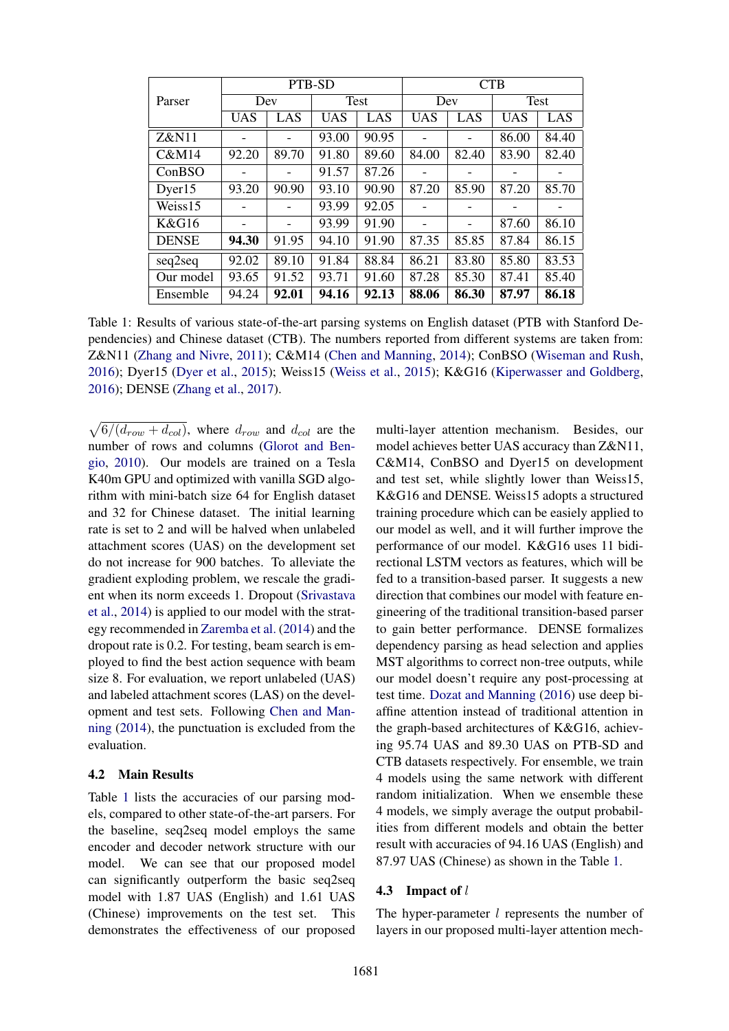| Parser | PTB-SD | | | | CTB | | | |
|---|---|---|---|---|---|---|---|---|
| | Dev | | Test | | Dev | | Test | |
| | UAS | LAS | UAS | LAS | UAS | LAS | UAS | LAS |
| Z&N11 | - | - | 93.00 | 90.95 | - | - | 86.00 | 84.40 |
| C&M14 | 92.20 | 89.70 | 91.80 | 89.60 | 84.00 | 82.40 | 83.90 | 82.40 |
| ConBSO | - | - | 91.57 | 87.26 | - | - | - | - |
| Dyer15 | 93.20 | 90.90 | 93.10 | 90.90 | 87.20 | 85.90 | 87.20 | 85.70 |
| Weiss15 | - | - | 93.99 | 92.05 | - | - | - | - |
| K&G16 | - | - | 93.99 | 91.90 | - | - | 87.60 | 86.10 |
| DENSE | **94.30** | 91.95 | 94.10 | 91.90 | 87.35 | 85.85 | 87.84 | 86.15 |
| seq2seq | 92.02 | 89.10 | 91.84 | 88.84 | 86.21 | 83.80 | 85.80 | 83.53 |
| Our model | 93.65 | 91.52 | 93.71 | 91.60 | 87.28 | 85.30 | 87.41 | 85.40 |
| Ensemble | 94.24 | **92.01** | **94.16** | **92.13** | **88.06** | **86.30** | **87.97** | **86.18** |

Table 1: Results of various state-of-the-art parsing systems on English dataset (PTB with Stanford Dependencies) and Chinese dataset (CTB). The numbers reported from different systems are taken from: Z&N11 (Zhang and Nivre, 2011); C&M14 (Chen and Manning, 2014); ConBSO (Wiseman and Rush, 2016); Dyer15 (Dyer et al., 2015); Weiss15 (Weiss et al., 2015); K&G16 (Kiperwasser and Goldberg, 2016); DENSE (Zhang et al., 2017).

$\sqrt{6/(d_{row} + d_{col})}$, where $d_{row}$ and $d_{col}$ are the number of rows and columns (Glorot and Bengio, 2010). Our models are trained on a Tesla K40m GPU and optimized with vanilla SGD algorithm with mini-batch size 64 for English dataset and 32 for Chinese dataset. The initial learning rate is set to 2 and will be halved when unlabeled attachment scores (UAS) on the development set do not increase for 900 batches. To alleviate the gradient exploding problem, we rescale the gradient when its norm exceeds 1. Dropout (Srivastava et al., 2014) is applied to our model with the strategy recommended in Zaremba et al. (2014) and the dropout rate is 0.2. For testing, beam search is employed to find the best action sequence with beam size 8. For evaluation, we report unlabeled (UAS) and labeled attachment scores (LAS) on the development and test sets. Following Chen and Manning (2014), the punctuation is excluded from the evaluation.

### 4.2 Main Results

Table 1 lists the accuracies of our parsing models, compared to other state-of-the-art parsers. For the baseline, seq2seq model employs the same encoder and decoder network structure with our model. We can see that our proposed model can significantly outperform the basic seq2seq model with 1.87 UAS (English) and 1.61 UAS (Chinese) improvements on the test set. This demonstrates the effectiveness of our proposed multi-layer attention mechanism. Besides, our model achieves better UAS accuracy than Z&N11, C&M14, ConBSO and Dyer15 on development and test set, while slightly lower than Weiss15, K&G16 and DENSE. Weiss15 adopts a structured training procedure which can be easiely applied to our model as well, and it will further improve the performance of our model. K&G16 uses 11 bidirectional LSTM vectors as features, which will be fed to a transition-based parser. It suggests a new direction that combines our model with feature engineering of the traditional transition-based parser to gain better performance. DENSE formalizes dependency parsing as head selection and applies MST algorithms to correct non-tree outputs, while our model doesn't require any post-processing at test time. Dozat and Manning (2016) use deep biaffine attention instead of traditional attention in the graph-based architectures of K&G16, achieving 95.74 UAS and 89.30 UAS on PTB-SD and CTB datasets respectively. For ensemble, we train 4 models using the same network with different random initialization. When we ensemble these 4 models, we simply average the output probabilities from different models and obtain the better result with accuracies of 94.16 UAS (English) and 87.97 UAS (Chinese) as shown in the Table 1.

### 4.3 Impact of $l$

The hyper-parameter $l$ represents the number of layers in our proposed multi-layer attention mech-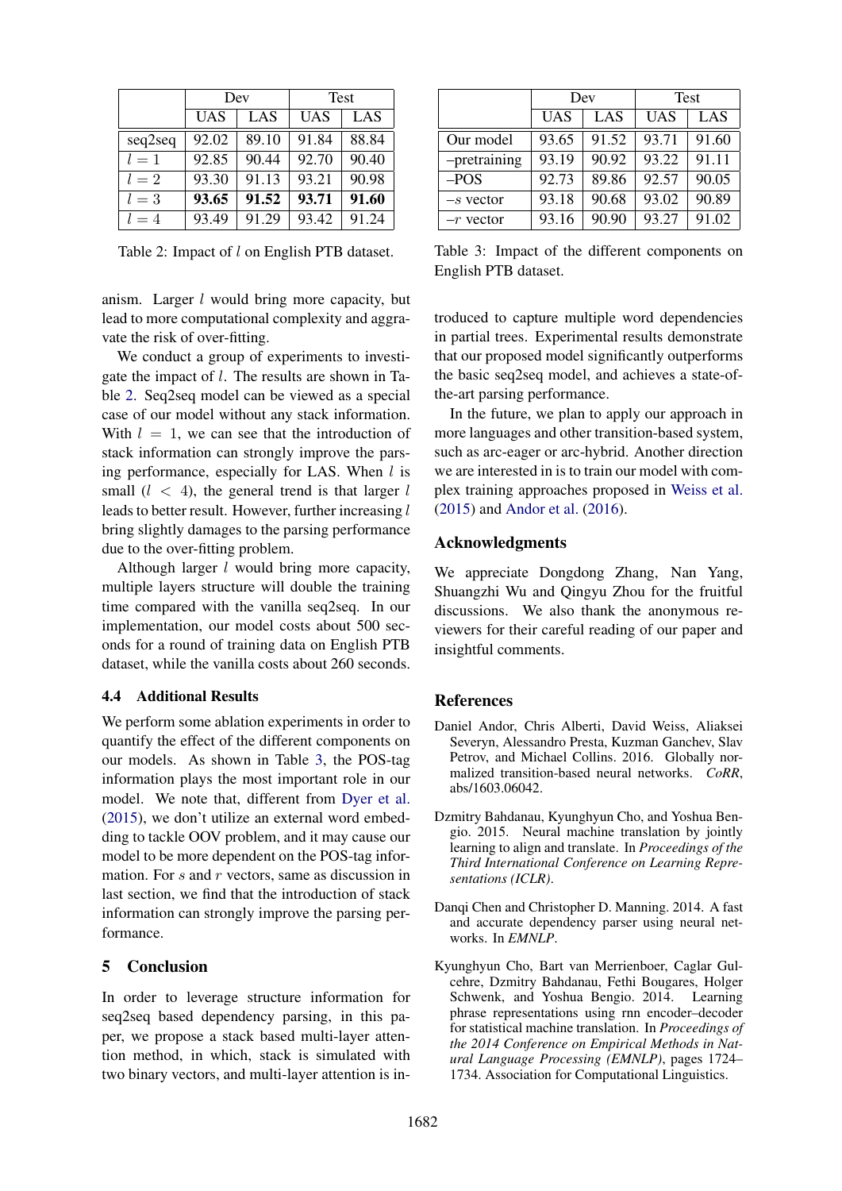|  | Dev |  | Test |  |
|---|---|---|---|---|
|  | UAS | LAS | UAS | LAS |
| seq2seq | 92.02 | 89.10 | 91.84 | 88.84 |
| $l = 1$ | 92.85 | 90.44 | 92.70 | 90.40 |
| $l = 2$ | 93.30 | 91.13 | 93.21 | 90.98 |
| $l = 3$ | **93.65** | **91.52** | **93.71** | **91.60** |
| $l = 4$ | 93.49 | 91.29 | 93.42 | 91.24 |

Table 2: Impact of $l$ on English PTB dataset.

anism. Larger $l$ would bring more capacity, but lead to more computational complexity and aggravate the risk of over-fitting.

We conduct a group of experiments to investigate the impact of $l$. The results are shown in Table 2. Seq2seq model can be viewed as a special case of our model without any stack information. With $l = 1$, we can see that the introduction of stack information can strongly improve the parsing performance, especially for LAS. When $l$ is small ($l < 4$), the general trend is that larger $l$ leads to better result. However, further increasing $l$ bring slightly damages to the parsing performance due to the over-fitting problem.

Although larger $l$ would bring more capacity, multiple layers structure will double the training time compared with the vanilla seq2seq. In our implementation, our model costs about 500 seconds for a round of training data on English PTB dataset, while the vanilla costs about 260 seconds.

### 4.4 Additional Results

We perform some ablation experiments in order to quantify the effect of the different components on our models. As shown in Table 3, the POS-tag information plays the most important role in our model. We note that, different from Dyer et al. (2015), we don't utilize an external word embedding to tackle OOV problem, and it may cause our model to be more dependent on the POS-tag information. For $s$ and $r$ vectors, same as discussion in last section, we find that the introduction of stack information can strongly improve the parsing performance.

## 5 Conclusion

In order to leverage structure information for seq2seq based dependency parsing, in this paper, we propose a stack based multi-layer attention method, in which, stack is simulated with two binary vectors, and multi-layer attention is introduced to capture multiple word dependencies in partial trees. Experimental results demonstrate that our proposed model significantly outperforms the basic seq2seq model, and achieves a state-of-the-art parsing performance.

|  | Dev |  | Test |  |
|---|---|---|---|---|
|  | UAS | LAS | UAS | LAS |
| Our model | 93.65 | 91.52 | 93.71 | 91.60 |
| –pretraining | 93.19 | 90.92 | 93.22 | 91.11 |
| –POS | 92.73 | 89.86 | 92.57 | 90.05 |
| –$s$ vector | 93.18 | 90.68 | 93.02 | 90.89 |
| –$r$ vector | 93.16 | 90.90 | 93.27 | 91.02 |

Table 3: Impact of the different components on English PTB dataset.

In the future, we plan to apply our approach in more languages and other transition-based system, such as arc-eager or arc-hybrid. Another direction we are interested in is to train our model with complex training approaches proposed in Weiss et al. (2015) and Andor et al. (2016).

## Acknowledgments

We appreciate Dongdong Zhang, Nan Yang, Shuangzhi Wu and Qingyu Zhou for the fruitful discussions. We also thank the anonymous reviewers for their careful reading of our paper and insightful comments.

## References

Daniel Andor, Chris Alberti, David Weiss, Aliaksei Severyn, Alessandro Presta, Kuzman Ganchev, Slav Petrov, and Michael Collins. 2016. Globally normalized transition-based neural networks. *CoRR*, abs/1603.06042.

Dzmitry Bahdanau, Kyunghyun Cho, and Yoshua Bengio. 2015. Neural machine translation by jointly learning to align and translate. In *Proceedings of the Third International Conference on Learning Representations (ICLR)*.

Danqi Chen and Christopher D. Manning. 2014. A fast and accurate dependency parser using neural networks. In *EMNLP*.

Kyunghyun Cho, Bart van Merrienboer, Caglar Gulcehre, Dzmitry Bahdanau, Fethi Bougares, Holger Schwenk, and Yoshua Bengio. 2014. Learning phrase representations using rnn encoder–decoder for statistical machine translation. In *Proceedings of the 2014 Conference on Empirical Methods in Natural Language Processing (EMNLP)*, pages 1724–1734. Association for Computational Linguistics.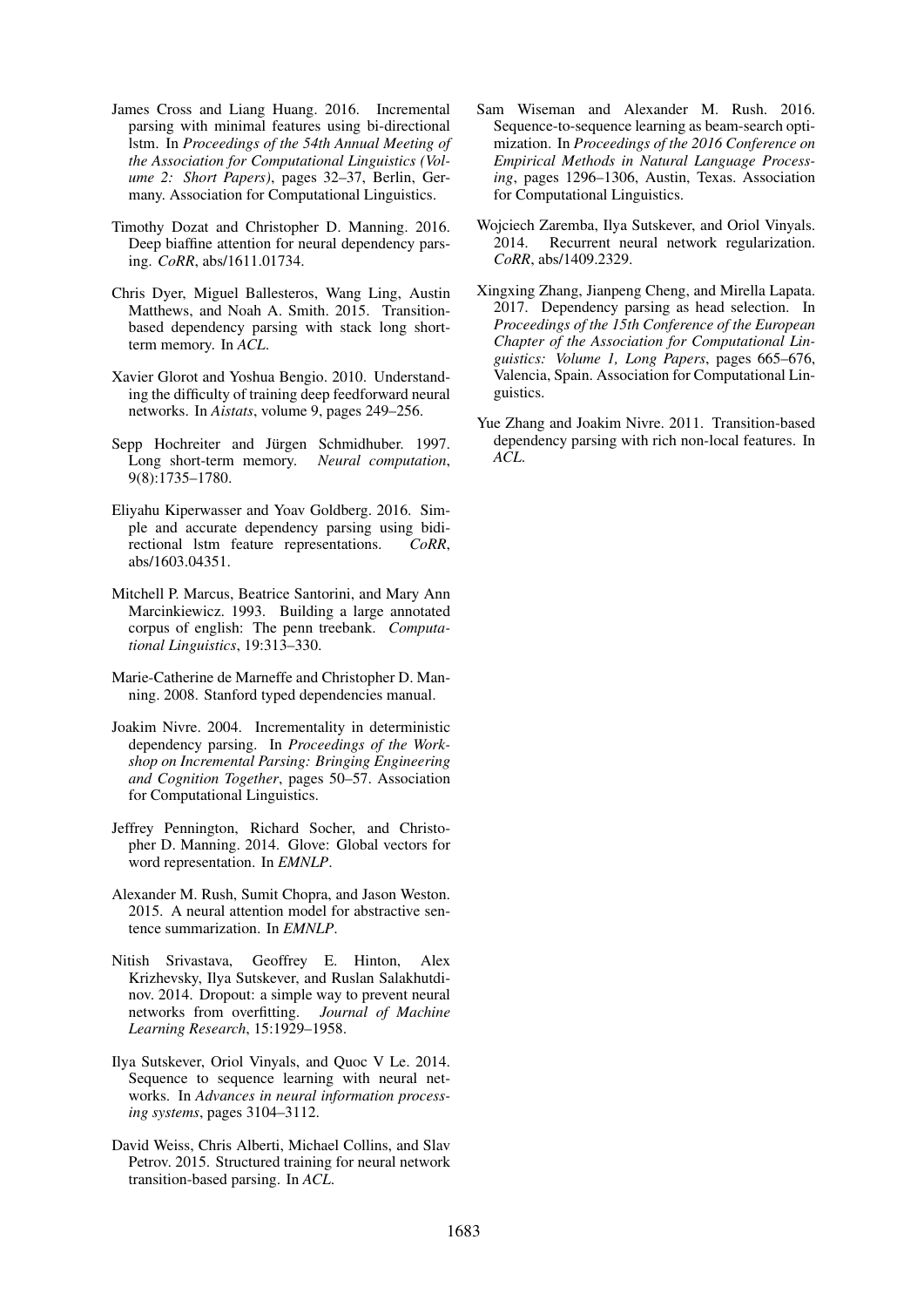James Cross and Liang Huang. 2016. Incremental parsing with minimal features using bi-directional lstm. In *Proceedings of the 54th Annual Meeting of the Association for Computational Linguistics (Volume 2: Short Papers)*, pages 32–37, Berlin, Germany. Association for Computational Linguistics.

Timothy Dozat and Christopher D. Manning. 2016. Deep biaffine attention for neural dependency parsing. *CoRR*, abs/1611.01734.

Chris Dyer, Miguel Ballesteros, Wang Ling, Austin Matthews, and Noah A. Smith. 2015. Transition-based dependency parsing with stack long short-term memory. In *ACL*.

Xavier Glorot and Yoshua Bengio. 2010. Understanding the difficulty of training deep feedforward neural networks. In *Aistats*, volume 9, pages 249–256.

Sepp Hochreiter and Jürgen Schmidhuber. 1997. Long short-term memory. *Neural computation*, 9(8):1735–1780.

Eliyahu Kiperwasser and Yoav Goldberg. 2016. Simple and accurate dependency parsing using bidirectional lstm feature representations. *CoRR*, abs/1603.04351.

Mitchell P. Marcus, Beatrice Santorini, and Mary Ann Marcinkiewicz. 1993. Building a large annotated corpus of english: The penn treebank. *Computational Linguistics*, 19:313–330.

Marie-Catherine de Marneffe and Christopher D. Manning. 2008. Stanford typed dependencies manual.

Joakim Nivre. 2004. Incrementality in deterministic dependency parsing. In *Proceedings of the Workshop on Incremental Parsing: Bringing Engineering and Cognition Together*, pages 50–57. Association for Computational Linguistics.

Jeffrey Pennington, Richard Socher, and Christopher D. Manning. 2014. Glove: Global vectors for word representation. In *EMNLP*.

Alexander M. Rush, Sumit Chopra, and Jason Weston. 2015. A neural attention model for abstractive sentence summarization. In *EMNLP*.

Nitish Srivastava, Geoffrey E. Hinton, Alex Krizhevsky, Ilya Sutskever, and Ruslan Salakhutdinov. 2014. Dropout: a simple way to prevent neural networks from overfitting. *Journal of Machine Learning Research*, 15:1929–1958.

Ilya Sutskever, Oriol Vinyals, and Quoc V Le. 2014. Sequence to sequence learning with neural networks. In *Advances in neural information processing systems*, pages 3104–3112.

David Weiss, Chris Alberti, Michael Collins, and Slav Petrov. 2015. Structured training for neural network transition-based parsing. In *ACL*.

Sam Wiseman and Alexander M. Rush. 2016. Sequence-to-sequence learning as beam-search optimization. In *Proceedings of the 2016 Conference on Empirical Methods in Natural Language Processing*, pages 1296–1306, Austin, Texas. Association for Computational Linguistics.

Wojciech Zaremba, Ilya Sutskever, and Oriol Vinyals. 2014. Recurrent neural network regularization. *CoRR*, abs/1409.2329.

Xingxing Zhang, Jianpeng Cheng, and Mirella Lapata. 2017. Dependency parsing as head selection. In *Proceedings of the 15th Conference of the European Chapter of the Association for Computational Linguistics: Volume 1, Long Papers*, pages 665–676, Valencia, Spain. Association for Computational Linguistics.

Yue Zhang and Joakim Nivre. 2011. Transition-based dependency parsing with rich non-local features. In *ACL*.